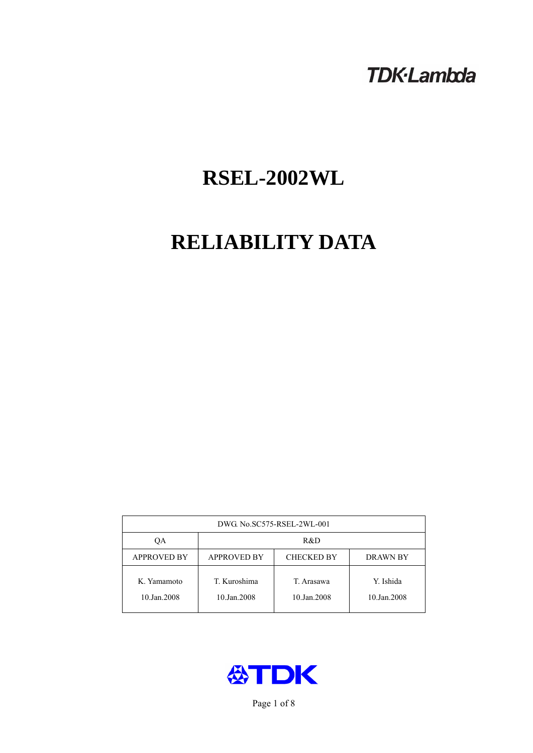TDK·Lambda

# RSEL-2002WL

# RELIABILITY DATA

| DWG. No.SC575-RSEL-2WL-001 | | | |
|---|---|---|---|
| QA | R&D | | |
| APPROVED BY | APPROVED BY | CHECKED BY | DRAWN BY |
| K. Yamamoto<br>10.Jan.2008 | T. Kuroshima<br>10.Jan.2008 | T. Arasawa<br>10.Jan.2008 | Y. Ishida<br>10.Jan.2008 |

TDK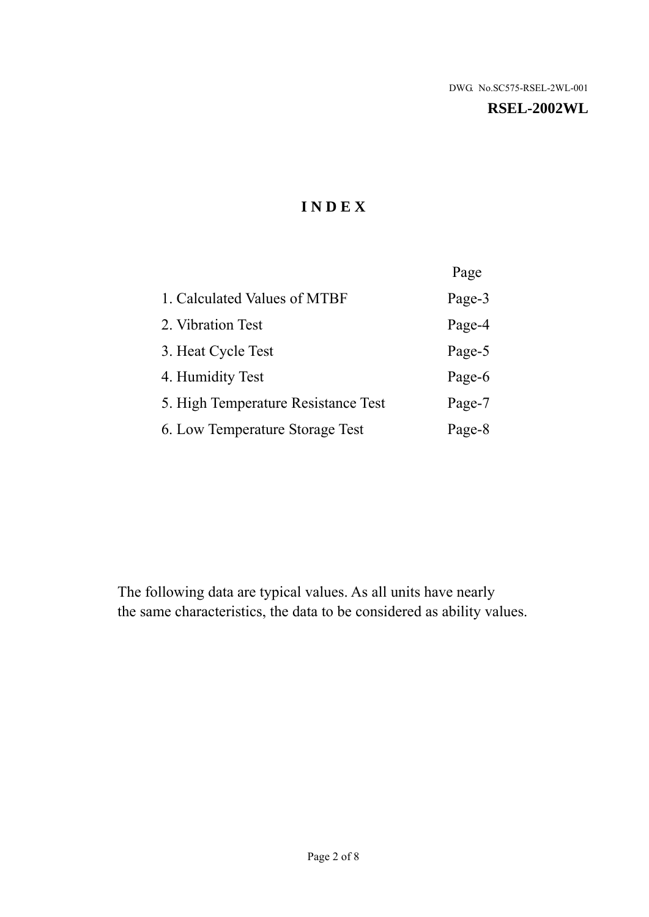DWG. No.SC575-RSEL-2WL-001

**RSEL-2002WL**

# I N D E X

| | Page |
|---|---|
| 1. Calculated Values of MTBF | Page-3 |
| 2. Vibration Test | Page-4 |
| 3. Heat Cycle Test | Page-5 |
| 4. Humidity Test | Page-6 |
| 5. High Temperature Resistance Test | Page-7 |
| 6. Low Temperature Storage Test | Page-8 |

The following data are typical values. As all units have nearly the same characteristics, the data to be considered as ability values.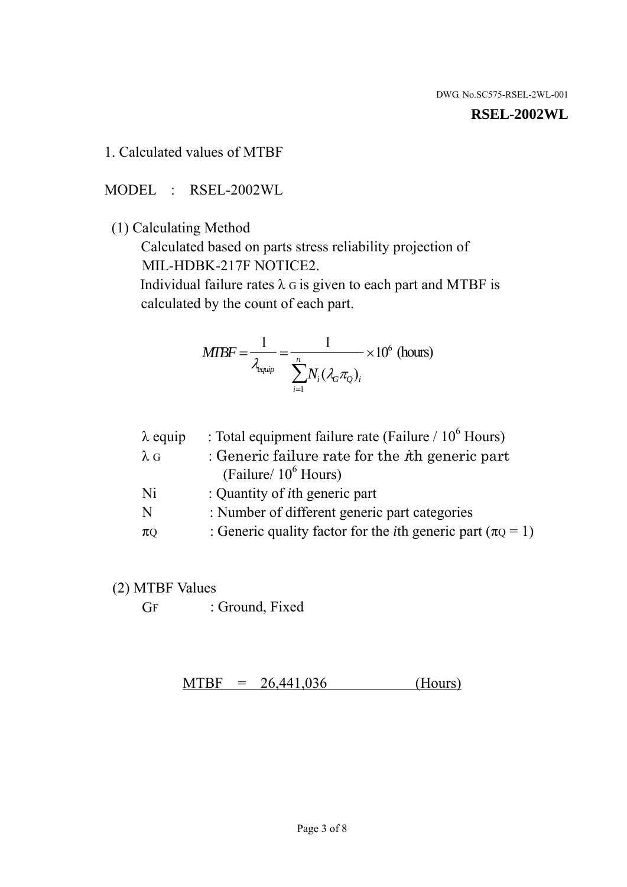DWG. No.SC575-RSEL-2WL-001

**RSEL-2002WL**

1. Calculated values of MTBF

MODEL : RSEL-2002WL

(1) Calculating Method

Calculated based on parts stress reliability projection of MIL-HDBK-217F NOTICE2.

Individual failure rates $\lambda_G$ is given to each part and MTBF is calculated by the count of each part.

$$MTBF = \frac{1}{\lambda_{equip}} = \frac{1}{\sum_{i=1}^{n} N_i (\lambda_G \pi_Q)_i} \times 10^6 \text{ (hours)}$$

| | |
|---|---|
| $\lambda$ equip | : Total equipment failure rate (Failure / $10^6$ Hours) |
| $\lambda_G$ | : Generic failure rate for the $i$th generic part (Failure/ $10^6$ Hours) |
| Ni | : Quantity of $i$th generic part |
| N | : Number of different generic part categories |
| $\pi_Q$ | : Generic quality factor for the $i$th generic part ($\pi_Q = 1$) |

(2) MTBF Values

$G_F$ : Ground, Fixed

MTBF = 26,441,036 (Hours)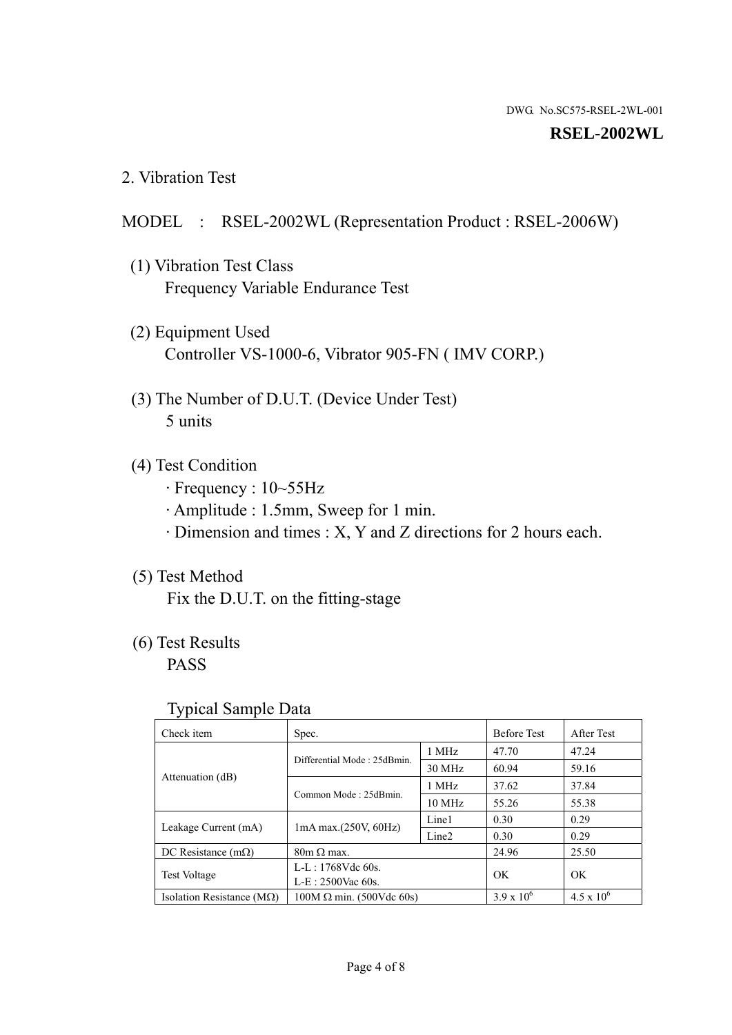DWG. No.SC575-RSEL-2WL-001

**RSEL-2002WL**

## 2. Vibration Test

MODEL : RSEL-2002WL (Representation Product : RSEL-2006W)

(1) Vibration Test Class
Frequency Variable Endurance Test

(2) Equipment Used
Controller VS-1000-6, Vibrator 905-FN ( IMV CORP.)

(3) The Number of D.U.T. (Device Under Test)
5 units

(4) Test Condition
· Frequency : 10~55Hz
· Amplitude : 1.5mm, Sweep for 1 min.
· Dimension and times : X, Y and Z directions for 2 hours each.

(5) Test Method
Fix the D.U.T. on the fitting-stage

(6) Test Results
PASS

Typical Sample Data

| Check item | Spec. | | Before Test | After Test |
|---|---|---|---|---|
| Attenuation (dB) | Differential Mode : 25dBmin. | 1 MHz | 47.70 | 47.24 |
| | | 30 MHz | 60.94 | 59.16 |
| | Common Mode : 25dBmin. | 1 MHz | 37.62 | 37.84 |
| | | 10 MHz | 55.26 | 55.38 |
| Leakage Current (mA) | 1mA max.(250V, 60Hz) | Line1 | 0.30 | 0.29 |
| | | Line2 | 0.30 | 0.29 |
| DC Resistance (mΩ) | 80m Ω max. | | 24.96 | 25.50 |
| Test Voltage | L-L : 1768Vdc 60s.<br>L-E : 2500Vac 60s. | | OK | OK |
| Isolation Resistance (MΩ) | 100M Ω min. (500Vdc 60s) | | $3.9 \times 10^6$ | $4.5 \times 10^6$ |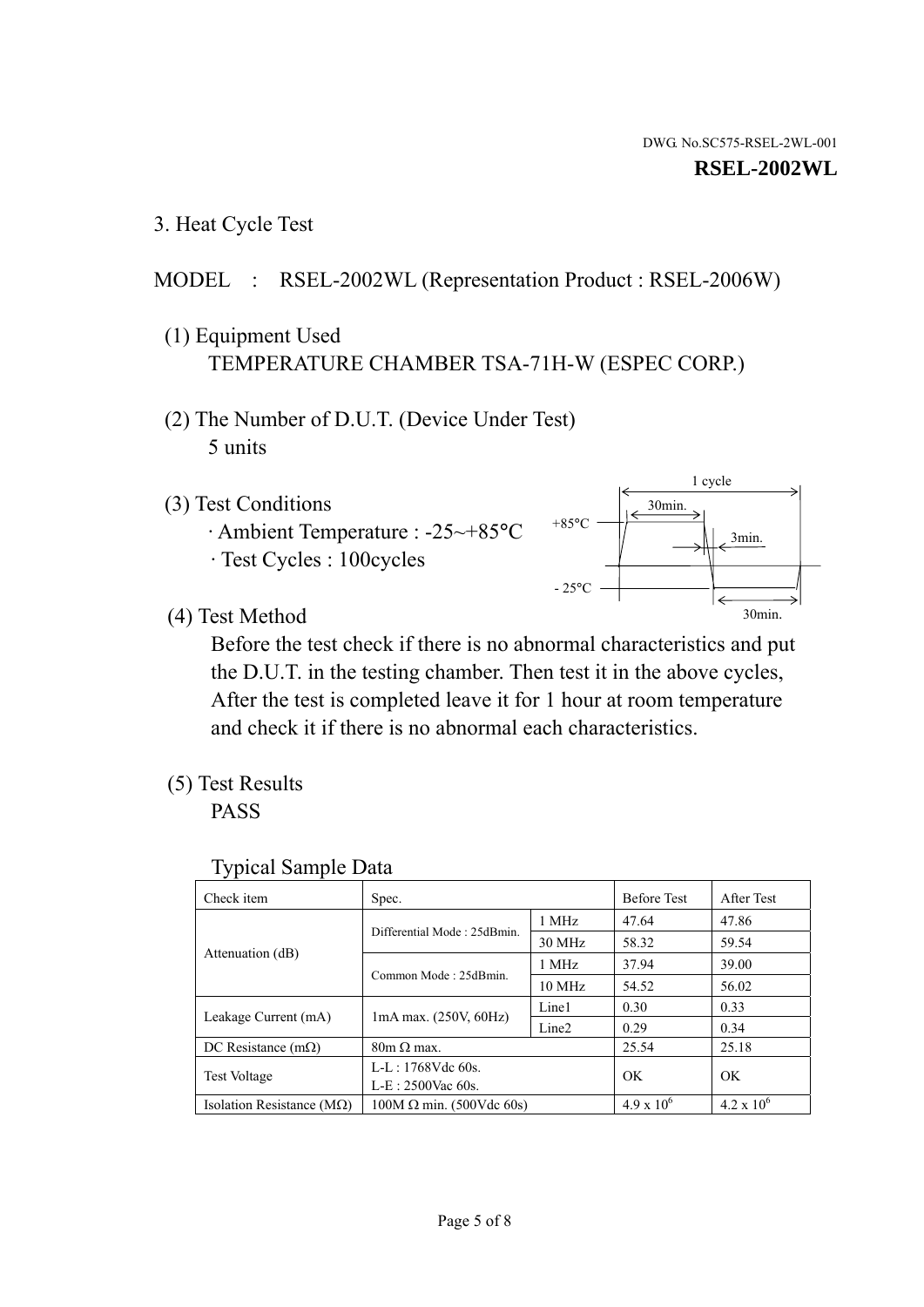DWG. No.SC575-RSEL-2WL-001

**RSEL-2002WL**

## 3. Heat Cycle Test

MODEL : RSEL-2002WL (Representation Product : RSEL-2006W)

(1) Equipment Used

TEMPERATURE CHAMBER TSA-71H-W (ESPEC CORP.)

(2) The Number of D.U.T. (Device Under Test)

5 units

(3) Test Conditions

· Ambient Temperature : -25~+85°C

· Test Cycles : 100cycles

1 cycle

30min.

+85°C

3min.

- 25°C

30min.

(4) Test Method

Before the test check if there is no abnormal characteristics and put the D.U.T. in the testing chamber. Then test it in the above cycles, After the test is completed leave it for 1 hour at room temperature and check it if there is no abnormal each characteristics.

(5) Test Results

PASS

Typical Sample Data

| Check item | Spec. | | Before Test | After Test |
|---|---|---|---|---|
| Attenuation (dB) | Differential Mode : 25dBmin. | 1 MHz | 47.64 | 47.86 |
| | | 30 MHz | 58.32 | 59.54 |
| | Common Mode : 25dBmin. | 1 MHz | 37.94 | 39.00 |
| | | 10 MHz | 54.52 | 56.02 |
| Leakage Current (mA) | 1mA max. (250V, 60Hz) | Line1 | 0.30 | 0.33 |
| | | Line2 | 0.29 | 0.34 |
| DC Resistance (mΩ) | 80m Ω max. | | 25.54 | 25.18 |
| Test Voltage | L-L : 1768Vdc 60s.<br>L-E : 2500Vac 60s. | | OK | OK |
| Isolation Resistance (MΩ) | 100M Ω min. (500Vdc 60s) | | $4.9 \times 10^{6}$ | $4.2 \times 10^{6}$ |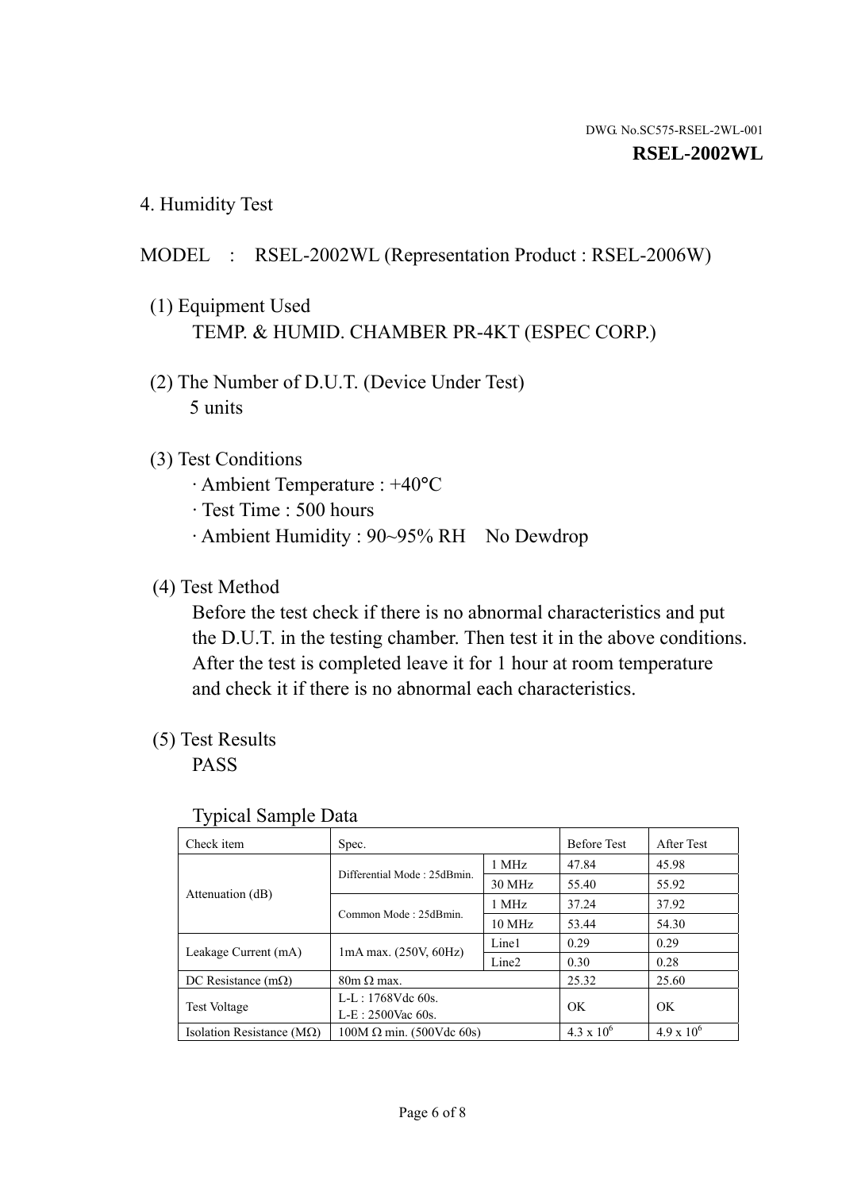DWG. No.SC575-RSEL-2WL-001

**RSEL-2002WL**

## 4. Humidity Test

MODEL : RSEL-2002WL (Representation Product : RSEL-2006W)

(1) Equipment Used

TEMP. & HUMID. CHAMBER PR-4KT (ESPEC CORP.)

(2) The Number of D.U.T. (Device Under Test)

5 units

(3) Test Conditions

- Ambient Temperature : +40°C
- Test Time : 500 hours
- Ambient Humidity : 90~95% RH No Dewdrop

(4) Test Method

Before the test check if there is no abnormal characteristics and put the D.U.T. in the testing chamber. Then test it in the above conditions. After the test is completed leave it for 1 hour at room temperature and check it if there is no abnormal each characteristics.

(5) Test Results

PASS

Typical Sample Data

| Check item | Spec. | | Before Test | After Test |
|---|---|---|---|---|
| Attenuation (dB) | Differential Mode : 25dBmin. | 1 MHz | 47.84 | 45.98 |
| | | 30 MHz | 55.40 | 55.92 |
| | Common Mode : 25dBmin. | 1 MHz | 37.24 | 37.92 |
| | | 10 MHz | 53.44 | 54.30 |
| Leakage Current (mA) | 1mA max. (250V, 60Hz) | Line1 | 0.29 | 0.29 |
| | | Line2 | 0.30 | 0.28 |
| DC Resistance (mΩ) | 80m Ω max. | | 25.32 | 25.60 |
| Test Voltage | L-L : 1768Vdc 60s. L-E : 2500Vac 60s. | | OK | OK |
| Isolation Resistance (MΩ) | 100M Ω min. (500Vdc 60s) | | $4.3 \times 10^6$ | $4.9 \times 10^6$ |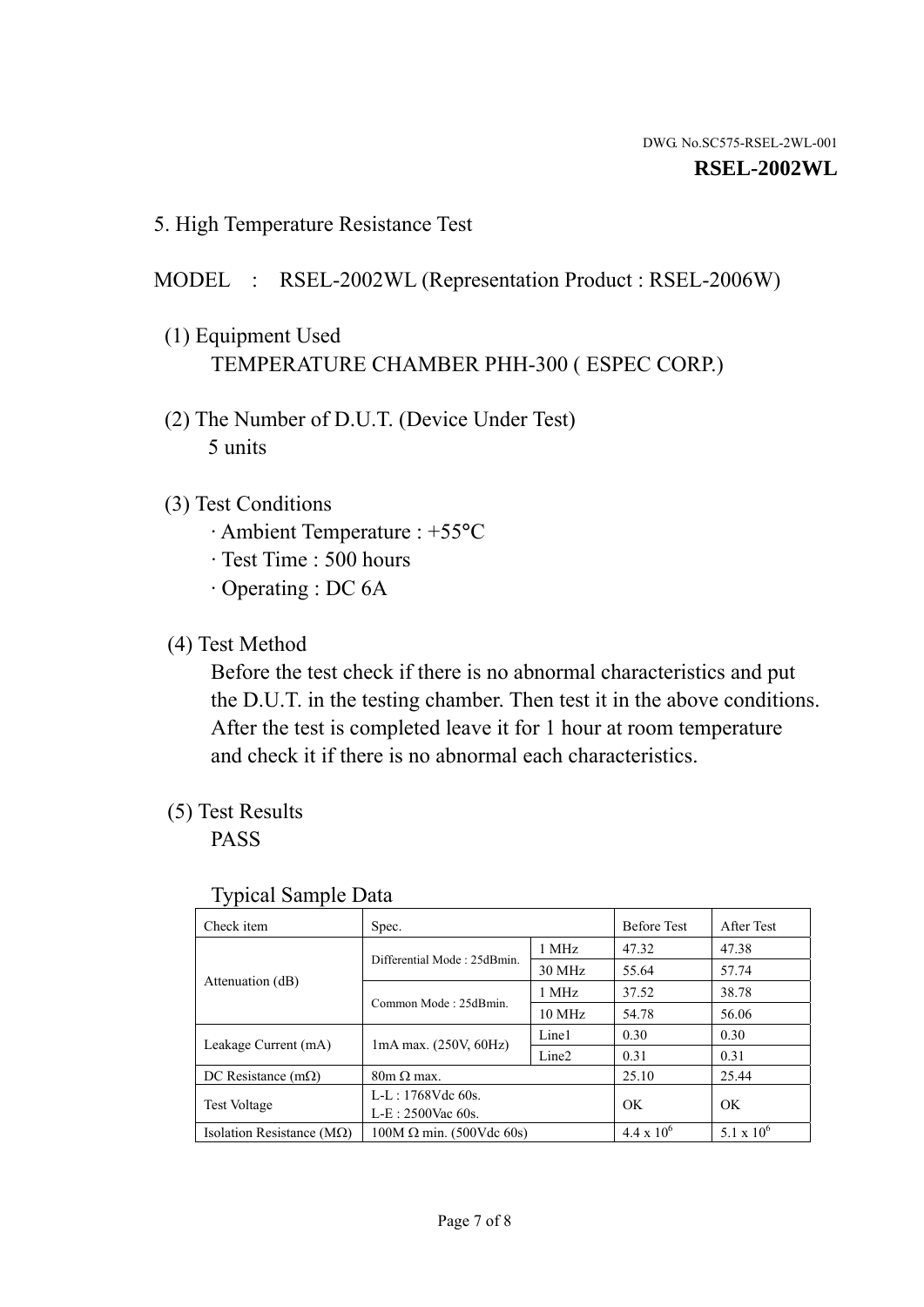## 5. High Temperature Resistance Test

MODEL : RSEL-2002WL (Representation Product : RSEL-2006W)

(1) Equipment Used
TEMPERATURE CHAMBER PHH-300 ( ESPEC CORP.)

(2) The Number of D.U.T. (Device Under Test)
5 units

(3) Test Conditions
· Ambient Temperature : +55°C
· Test Time : 500 hours
· Operating : DC 6A

(4) Test Method
Before the test check if there is no abnormal characteristics and put the D.U.T. in the testing chamber. Then test it in the above conditions. After the test is completed leave it for 1 hour at room temperature and check it if there is no abnormal each characteristics.

(5) Test Results
PASS

Typical Sample Data

| Check item | Spec. | | Before Test | After Test |
|---|---|---|---|---|
| Attenuation (dB) | Differential Mode : 25dBmin. | 1 MHz | 47.32 | 47.38 |
| | | 30 MHz | 55.64 | 57.74 |
| | Common Mode : 25dBmin. | 1 MHz | 37.52 | 38.78 |
| | | 10 MHz | 54.78 | 56.06 |
| Leakage Current (mA) | 1mA max. (250V, 60Hz) | Line1 | 0.30 | 0.30 |
| | | Line2 | 0.31 | 0.31 |
| DC Resistance (mΩ) | 80m Ω max. | | 25.10 | 25.44 |
| Test Voltage | L-L : 1768Vdc 60s.<br>L-E : 2500Vac 60s. | | OK | OK |
| Isolation Resistance (MΩ) | 100M Ω min. (500Vdc 60s) | | $4.4 \times 10^6$ | $5.1 \times 10^6$ |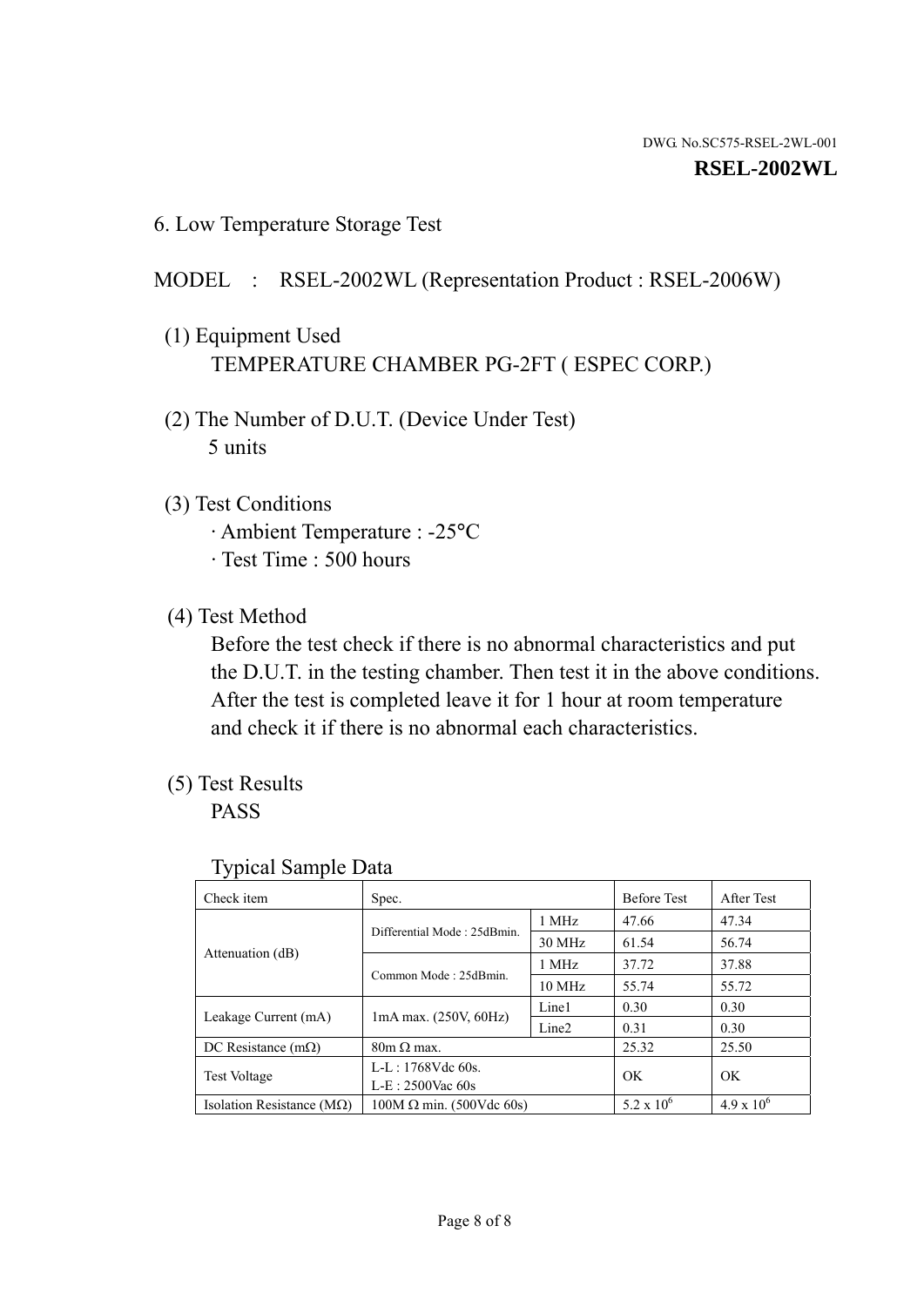DWG. No.SC575-RSEL-2WL-001

**RSEL-2002WL**

## 6. Low Temperature Storage Test

MODEL : RSEL-2002WL (Representation Product : RSEL-2006W)

(1) Equipment Used

TEMPERATURE CHAMBER PG-2FT ( ESPEC CORP.)

(2) The Number of D.U.T. (Device Under Test)

5 units

(3) Test Conditions

· Ambient Temperature : -25°C

· Test Time : 500 hours

(4) Test Method

Before the test check if there is no abnormal characteristics and put the D.U.T. in the testing chamber. Then test it in the above conditions. After the test is completed leave it for 1 hour at room temperature and check it if there is no abnormal each characteristics.

(5) Test Results

PASS

Typical Sample Data

| Check item | Spec. | | Before Test | After Test |
|---|---|---|---|---|
| Attenuation (dB) | Differential Mode : 25dBmin. | 1 MHz | 47.66 | 47.34 |
| | | 30 MHz | 61.54 | 56.74 |
| | Common Mode : 25dBmin. | 1 MHz | 37.72 | 37.88 |
| | | 10 MHz | 55.74 | 55.72 |
| Leakage Current (mA) | 1mA max. (250V, 60Hz) | Line1 | 0.30 | 0.30 |
| | | Line2 | 0.31 | 0.30 |
| DC Resistance (mΩ) | 80m Ω max. | | 25.32 | 25.50 |
| Test Voltage | L-L : 1768Vdc 60s.<br>L-E : 2500Vac 60s | | OK | OK |
| Isolation Resistance (MΩ) | 100M Ω min. (500Vdc 60s) | | $5.2 \times 10^6$ | $4.9 \times 10^6$ |